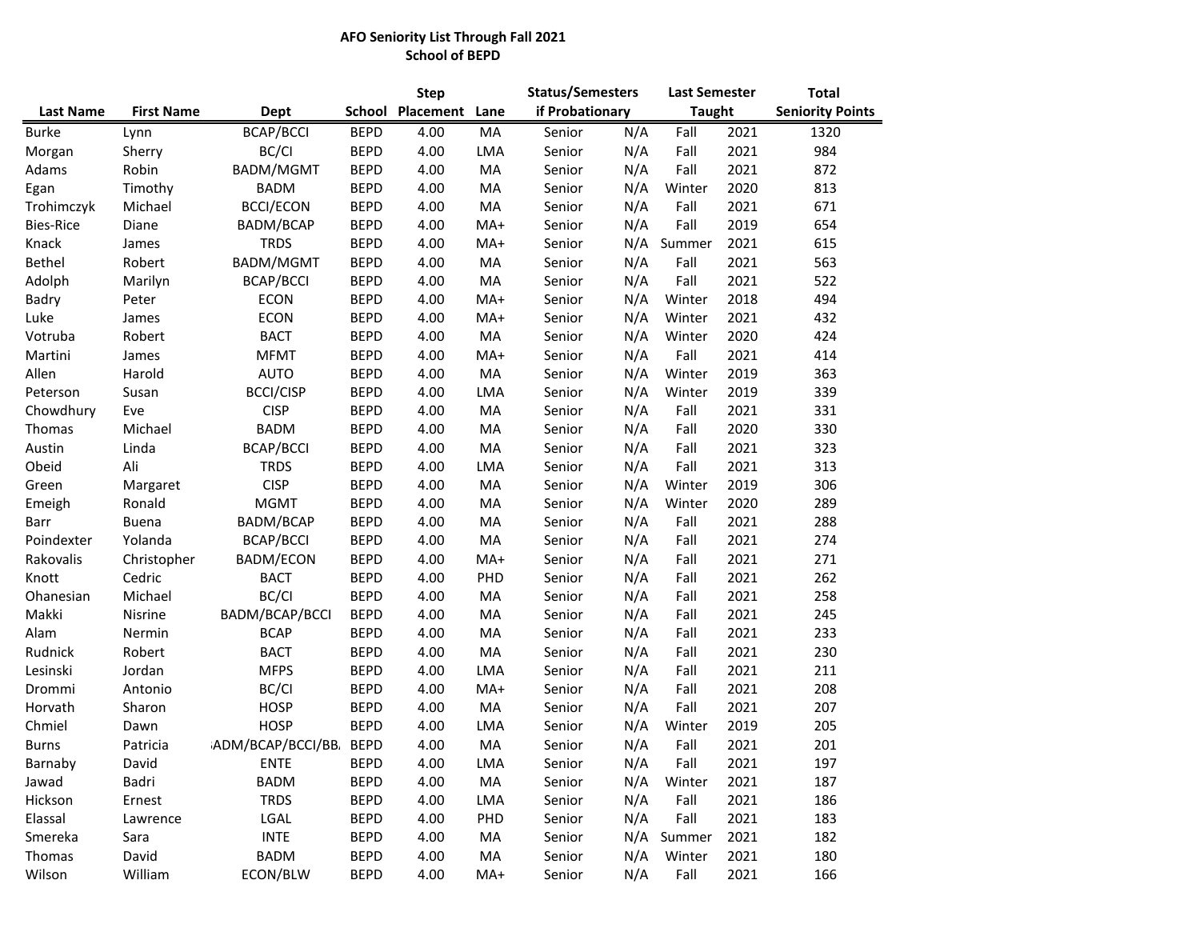**AFO Seniority List Through Fall 2021**
**School of BEPD**

| Last Name | First Name | Dept | School | Step Placement | Lane | Status/Semesters if Probationary | | Last Semester Taught | | Total Seniority Points |
|---|---|---|---|---|---|---|---|---|---|---|
| Burke | Lynn | BCAP/BCCI | BEPD | 4.00 | MA | Senior | N/A | Fall | 2021 | 1320 |
| Morgan | Sherry | BC/CI | BEPD | 4.00 | LMA | Senior | N/A | Fall | 2021 | 984 |
| Adams | Robin | BADM/MGMT | BEPD | 4.00 | MA | Senior | N/A | Fall | 2021 | 872 |
| Egan | Timothy | BADM | BEPD | 4.00 | MA | Senior | N/A | Winter | 2020 | 813 |
| Trohimczyk | Michael | BCCI/ECON | BEPD | 4.00 | MA | Senior | N/A | Fall | 2021 | 671 |
| Bies-Rice | Diane | BADM/BCAP | BEPD | 4.00 | MA+ | Senior | N/A | Fall | 2019 | 654 |
| Knack | James | TRDS | BEPD | 4.00 | MA+ | Senior | N/A | Summer | 2021 | 615 |
| Bethel | Robert | BADM/MGMT | BEPD | 4.00 | MA | Senior | N/A | Fall | 2021 | 563 |
| Adolph | Marilyn | BCAP/BCCI | BEPD | 4.00 | MA | Senior | N/A | Fall | 2021 | 522 |
| Badry | Peter | ECON | BEPD | 4.00 | MA+ | Senior | N/A | Winter | 2018 | 494 |
| Luke | James | ECON | BEPD | 4.00 | MA+ | Senior | N/A | Winter | 2021 | 432 |
| Votruba | Robert | BACT | BEPD | 4.00 | MA | Senior | N/A | Winter | 2020 | 424 |
| Martini | James | MFMT | BEPD | 4.00 | MA+ | Senior | N/A | Fall | 2021 | 414 |
| Allen | Harold | AUTO | BEPD | 4.00 | MA | Senior | N/A | Winter | 2019 | 363 |
| Peterson | Susan | BCCI/CISP | BEPD | 4.00 | LMA | Senior | N/A | Winter | 2019 | 339 |
| Chowdhury | Eve | CISP | BEPD | 4.00 | MA | Senior | N/A | Fall | 2021 | 331 |
| Thomas | Michael | BADM | BEPD | 4.00 | MA | Senior | N/A | Fall | 2020 | 330 |
| Austin | Linda | BCAP/BCCI | BEPD | 4.00 | MA | Senior | N/A | Fall | 2021 | 323 |
| Obeid | Ali | TRDS | BEPD | 4.00 | LMA | Senior | N/A | Fall | 2021 | 313 |
| Green | Margaret | CISP | BEPD | 4.00 | MA | Senior | N/A | Winter | 2019 | 306 |
| Emeigh | Ronald | MGMT | BEPD | 4.00 | MA | Senior | N/A | Winter | 2020 | 289 |
| Barr | Buena | BADM/BCAP | BEPD | 4.00 | MA | Senior | N/A | Fall | 2021 | 288 |
| Poindexter | Yolanda | BCAP/BCCI | BEPD | 4.00 | MA | Senior | N/A | Fall | 2021 | 274 |
| Rakovalis | Christopher | BADM/ECON | BEPD | 4.00 | MA+ | Senior | N/A | Fall | 2021 | 271 |
| Knott | Cedric | BACT | BEPD | 4.00 | PHD | Senior | N/A | Fall | 2021 | 262 |
| Ohanesian | Michael | BC/CI | BEPD | 4.00 | MA | Senior | N/A | Fall | 2021 | 258 |
| Makki | Nisrine | BADM/BCAP/BCCI | BEPD | 4.00 | MA | Senior | N/A | Fall | 2021 | 245 |
| Alam | Nermin | BCAP | BEPD | 4.00 | MA | Senior | N/A | Fall | 2021 | 233 |
| Rudnick | Robert | BACT | BEPD | 4.00 | MA | Senior | N/A | Fall | 2021 | 230 |
| Lesinski | Jordan | MFPS | BEPD | 4.00 | LMA | Senior | N/A | Fall | 2021 | 211 |
| Drommi | Antonio | BC/CI | BEPD | 4.00 | MA+ | Senior | N/A | Fall | 2021 | 208 |
| Horvath | Sharon | HOSP | BEPD | 4.00 | MA | Senior | N/A | Fall | 2021 | 207 |
| Chmiel | Dawn | HOSP | BEPD | 4.00 | LMA | Senior | N/A | Winter | 2019 | 205 |
| Burns | Patricia | ADM/BCAP/BCCI/BB | BEPD | 4.00 | MA | Senior | N/A | Fall | 2021 | 201 |
| Barnaby | David | ENTE | BEPD | 4.00 | LMA | Senior | N/A | Fall | 2021 | 197 |
| Jawad | Badri | BADM | BEPD | 4.00 | MA | Senior | N/A | Winter | 2021 | 187 |
| Hickson | Ernest | TRDS | BEPD | 4.00 | LMA | Senior | N/A | Fall | 2021 | 186 |
| Elassal | Lawrence | LGAL | BEPD | 4.00 | PHD | Senior | N/A | Fall | 2021 | 183 |
| Smereka | Sara | INTE | BEPD | 4.00 | MA | Senior | N/A | Summer | 2021 | 182 |
| Thomas | David | BADM | BEPD | 4.00 | MA | Senior | N/A | Winter | 2021 | 180 |
| Wilson | William | ECON/BLW | BEPD | 4.00 | MA+ | Senior | N/A | Fall | 2021 | 166 |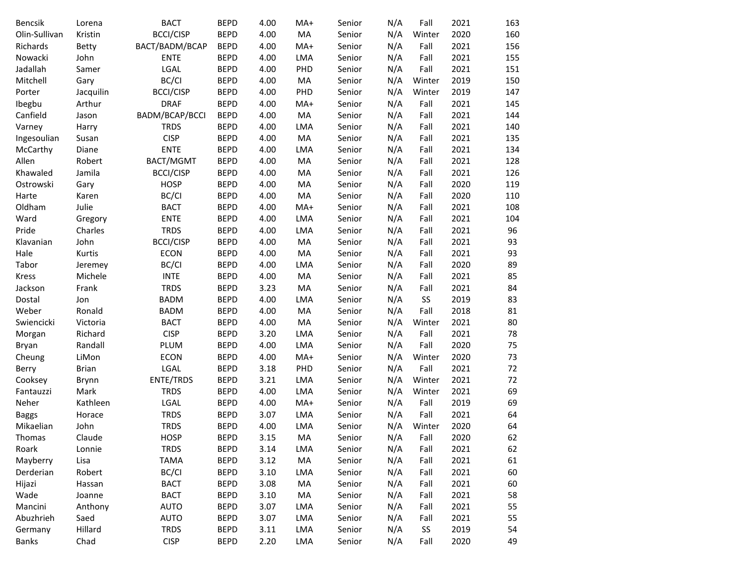| | | | | | | | | | | |
|---|---|---|---|---|---|---|---|---|---|---|
| Bencsik | Lorena | BACT | BEPD | 4.00 | MA+ | Senior | N/A | Fall | 2021 | 163 |
| Olin-Sullivan | Kristin | BCCI/CISP | BEPD | 4.00 | MA | Senior | N/A | Winter | 2020 | 160 |
| Richards | Betty | BACT/BADM/BCAP | BEPD | 4.00 | MA+ | Senior | N/A | Fall | 2021 | 156 |
| Nowacki | John | ENTE | BEPD | 4.00 | LMA | Senior | N/A | Fall | 2021 | 155 |
| Jadallah | Samer | LGAL | BEPD | 4.00 | PHD | Senior | N/A | Fall | 2021 | 151 |
| Mitchell | Gary | BC/CI | BEPD | 4.00 | MA | Senior | N/A | Winter | 2019 | 150 |
| Porter | Jacquilin | BCCI/CISP | BEPD | 4.00 | PHD | Senior | N/A | Winter | 2019 | 147 |
| Ibegbu | Arthur | DRAF | BEPD | 4.00 | MA+ | Senior | N/A | Fall | 2021 | 145 |
| Canfield | Jason | BADM/BCAP/BCCI | BEPD | 4.00 | MA | Senior | N/A | Fall | 2021 | 144 |
| Varney | Harry | TRDS | BEPD | 4.00 | LMA | Senior | N/A | Fall | 2021 | 140 |
| Ingesoulian | Susan | CISP | BEPD | 4.00 | MA | Senior | N/A | Fall | 2021 | 135 |
| McCarthy | Diane | ENTE | BEPD | 4.00 | LMA | Senior | N/A | Fall | 2021 | 134 |
| Allen | Robert | BACT/MGMT | BEPD | 4.00 | MA | Senior | N/A | Fall | 2021 | 128 |
| Khawaled | Jamila | BCCI/CISP | BEPD | 4.00 | MA | Senior | N/A | Fall | 2021 | 126 |
| Ostrowski | Gary | HOSP | BEPD | 4.00 | MA | Senior | N/A | Fall | 2020 | 119 |
| Harte | Karen | BC/CI | BEPD | 4.00 | MA | Senior | N/A | Fall | 2020 | 110 |
| Oldham | Julie | BACT | BEPD | 4.00 | MA+ | Senior | N/A | Fall | 2021 | 108 |
| Ward | Gregory | ENTE | BEPD | 4.00 | LMA | Senior | N/A | Fall | 2021 | 104 |
| Pride | Charles | TRDS | BEPD | 4.00 | LMA | Senior | N/A | Fall | 2021 | 96 |
| Klavanian | John | BCCI/CISP | BEPD | 4.00 | MA | Senior | N/A | Fall | 2021 | 93 |
| Hale | Kurtis | ECON | BEPD | 4.00 | MA | Senior | N/A | Fall | 2021 | 93 |
| Tabor | Jeremey | BC/CI | BEPD | 4.00 | LMA | Senior | N/A | Fall | 2020 | 89 |
| Kress | Michele | INTE | BEPD | 4.00 | MA | Senior | N/A | Fall | 2021 | 85 |
| Jackson | Frank | TRDS | BEPD | 3.23 | MA | Senior | N/A | Fall | 2021 | 84 |
| Dostal | Jon | BADM | BEPD | 4.00 | LMA | Senior | N/A | SS | 2019 | 83 |
| Weber | Ronald | BADM | BEPD | 4.00 | MA | Senior | N/A | Fall | 2018 | 81 |
| Swiencicki | Victoria | BACT | BEPD | 4.00 | MA | Senior | N/A | Winter | 2021 | 80 |
| Morgan | Richard | CISP | BEPD | 3.20 | LMA | Senior | N/A | Fall | 2021 | 78 |
| Bryan | Randall | PLUM | BEPD | 4.00 | LMA | Senior | N/A | Fall | 2020 | 75 |
| Cheung | LiMon | ECON | BEPD | 4.00 | MA+ | Senior | N/A | Winter | 2020 | 73 |
| Berry | Brian | LGAL | BEPD | 3.18 | PHD | Senior | N/A | Fall | 2021 | 72 |
| Cooksey | Brynn | ENTE/TRDS | BEPD | 3.21 | LMA | Senior | N/A | Winter | 2021 | 72 |
| Fantauzzi | Mark | TRDS | BEPD | 4.00 | LMA | Senior | N/A | Winter | 2021 | 69 |
| Neher | Kathleen | LGAL | BEPD | 4.00 | MA+ | Senior | N/A | Fall | 2019 | 69 |
| Baggs | Horace | TRDS | BEPD | 3.07 | LMA | Senior | N/A | Fall | 2021 | 64 |
| Mikaelian | John | TRDS | BEPD | 4.00 | LMA | Senior | N/A | Winter | 2020 | 64 |
| Thomas | Claude | HOSP | BEPD | 3.15 | MA | Senior | N/A | Fall | 2020 | 62 |
| Roark | Lonnie | TRDS | BEPD | 3.14 | LMA | Senior | N/A | Fall | 2021 | 62 |
| Mayberry | Lisa | TAMA | BEPD | 3.12 | MA | Senior | N/A | Fall | 2021 | 61 |
| Derderian | Robert | BC/CI | BEPD | 3.10 | LMA | Senior | N/A | Fall | 2021 | 60 |
| Hijazi | Hassan | BACT | BEPD | 3.08 | MA | Senior | N/A | Fall | 2021 | 60 |
| Wade | Joanne | BACT | BEPD | 3.10 | MA | Senior | N/A | Fall | 2021 | 58 |
| Mancini | Anthony | AUTO | BEPD | 3.07 | LMA | Senior | N/A | Fall | 2021 | 55 |
| Abuzhrieh | Saed | AUTO | BEPD | 3.07 | LMA | Senior | N/A | Fall | 2021 | 55 |
| Germany | Hillard | TRDS | BEPD | 3.11 | LMA | Senior | N/A | SS | 2019 | 54 |
| Banks | Chad | CISP | BEPD | 2.20 | LMA | Senior | N/A | Fall | 2020 | 49 |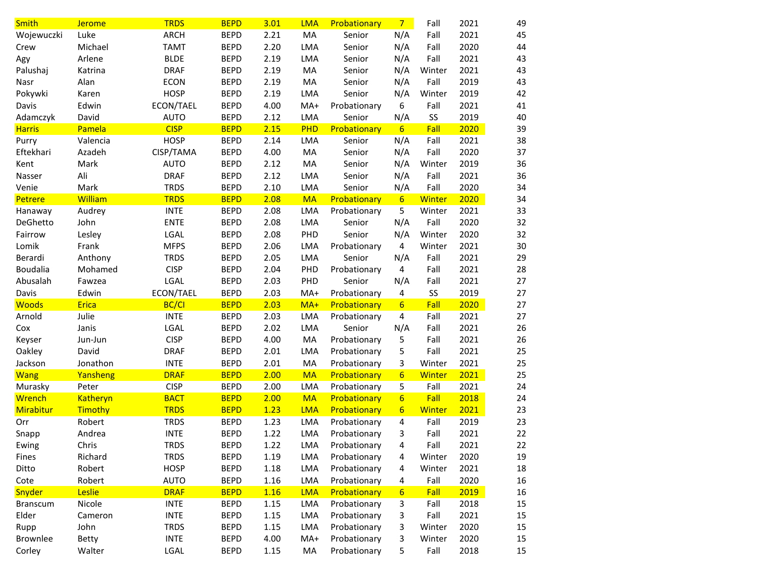| | | | | | | | | | | |
|---|---|---|---|---|---|---|---|---|---|---|
| Smith | Jerome | TRDS | BEPD | 3.01 | LMA | Probationary | 7 | Fall | 2021 | 49 |
| Wojewuczki | Luke | ARCH | BEPD | 2.21 | MA | Senior | N/A | Fall | 2021 | 45 |
| Crew | Michael | TAMT | BEPD | 2.20 | LMA | Senior | N/A | Fall | 2020 | 44 |
| Agy | Arlene | BLDE | BEPD | 2.19 | LMA | Senior | N/A | Fall | 2021 | 43 |
| Palushaj | Katrina | DRAF | BEPD | 2.19 | MA | Senior | N/A | Winter | 2021 | 43 |
| Nasr | Alan | ECON | BEPD | 2.19 | MA | Senior | N/A | Fall | 2019 | 43 |
| Pokywki | Karen | HOSP | BEPD | 2.19 | LMA | Senior | N/A | Winter | 2019 | 42 |
| Davis | Edwin | ECON/TAEL | BEPD | 4.00 | MA+ | Probationary | 6 | Fall | 2021 | 41 |
| Adamczyk | David | AUTO | BEPD | 2.12 | LMA | Senior | N/A | SS | 2019 | 40 |
| Harris | Pamela | CISP | BEPD | 2.15 | PHD | Probationary | 6 | Fall | 2020 | 39 |
| Purry | Valencia | HOSP | BEPD | 2.14 | LMA | Senior | N/A | Fall | 2021 | 38 |
| Eftekhari | Azadeh | CISP/TAMA | BEPD | 4.00 | MA | Senior | N/A | Fall | 2020 | 37 |
| Kent | Mark | AUTO | BEPD | 2.12 | MA | Senior | N/A | Winter | 2019 | 36 |
| Nasser | Ali | DRAF | BEPD | 2.12 | LMA | Senior | N/A | Fall | 2021 | 36 |
| Venie | Mark | TRDS | BEPD | 2.10 | LMA | Senior | N/A | Fall | 2020 | 34 |
| Petrere | William | TRDS | BEPD | 2.08 | MA | Probationary | 6 | Winter | 2020 | 34 |
| Hanaway | Audrey | INTE | BEPD | 2.08 | LMA | Probationary | 5 | Winter | 2021 | 33 |
| DeGhetto | John | ENTE | BEPD | 2.08 | LMA | Senior | N/A | Fall | 2020 | 32 |
| Fairrow | Lesley | LGAL | BEPD | 2.08 | PHD | Senior | N/A | Winter | 2020 | 32 |
| Lomik | Frank | MFPS | BEPD | 2.06 | LMA | Probationary | 4 | Winter | 2021 | 30 |
| Berardi | Anthony | TRDS | BEPD | 2.05 | LMA | Senior | N/A | Fall | 2021 | 29 |
| Boudalia | Mohamed | CISP | BEPD | 2.04 | PHD | Probationary | 4 | Fall | 2021 | 28 |
| Abusalah | Fawzea | LGAL | BEPD | 2.03 | PHD | Senior | N/A | Fall | 2021 | 27 |
| Davis | Edwin | ECON/TAEL | BEPD | 2.03 | MA+ | Probationary | 4 | SS | 2019 | 27 |
| Woods | Erica | BC/CI | BEPD | 2.03 | MA+ | Probationary | 6 | Fall | 2020 | 27 |
| Arnold | Julie | INTE | BEPD | 2.03 | LMA | Probationary | 4 | Fall | 2021 | 27 |
| Cox | Janis | LGAL | BEPD | 2.02 | LMA | Senior | N/A | Fall | 2021 | 26 |
| Keyser | Jun-Jun | CISP | BEPD | 4.00 | MA | Probationary | 5 | Fall | 2021 | 26 |
| Oakley | David | DRAF | BEPD | 2.01 | LMA | Probationary | 5 | Fall | 2021 | 25 |
| Jackson | Jonathon | INTE | BEPD | 2.01 | MA | Probationary | 3 | Winter | 2021 | 25 |
| Wang | Yansheng | DRAF | BEPD | 2.00 | MA | Probationary | 6 | Winter | 2021 | 25 |
| Murasky | Peter | CISP | BEPD | 2.00 | LMA | Probationary | 5 | Fall | 2021 | 24 |
| Wrench | Katheryn | BACT | BEPD | 2.00 | MA | Probationary | 6 | Fall | 2018 | 24 |
| Mirabitur | Timothy | TRDS | BEPD | 1.23 | LMA | Probationary | 6 | Winter | 2021 | 23 |
| Orr | Robert | TRDS | BEPD | 1.23 | LMA | Probationary | 4 | Fall | 2019 | 23 |
| Snapp | Andrea | INTE | BEPD | 1.22 | LMA | Probationary | 3 | Fall | 2021 | 22 |
| Ewing | Chris | TRDS | BEPD | 1.22 | LMA | Probationary | 4 | Fall | 2021 | 22 |
| Fines | Richard | TRDS | BEPD | 1.19 | LMA | Probationary | 4 | Winter | 2020 | 19 |
| Ditto | Robert | HOSP | BEPD | 1.18 | LMA | Probationary | 4 | Winter | 2021 | 18 |
| Cote | Robert | AUTO | BEPD | 1.16 | LMA | Probationary | 4 | Fall | 2020 | 16 |
| Snyder | Leslie | DRAF | BEPD | 1.16 | LMA | Probationary | 6 | Fall | 2019 | 16 |
| Branscum | Nicole | INTE | BEPD | 1.15 | LMA | Probationary | 3 | Fall | 2018 | 15 |
| Elder | Cameron | INTE | BEPD | 1.15 | LMA | Probationary | 3 | Fall | 2021 | 15 |
| Rupp | John | TRDS | BEPD | 1.15 | LMA | Probationary | 3 | Winter | 2020 | 15 |
| Brownlee | Betty | INTE | BEPD | 4.00 | MA+ | Probationary | 3 | Winter | 2020 | 15 |
| Corley | Walter | LGAL | BEPD | 1.15 | MA | Probationary | 5 | Fall | 2018 | 15 |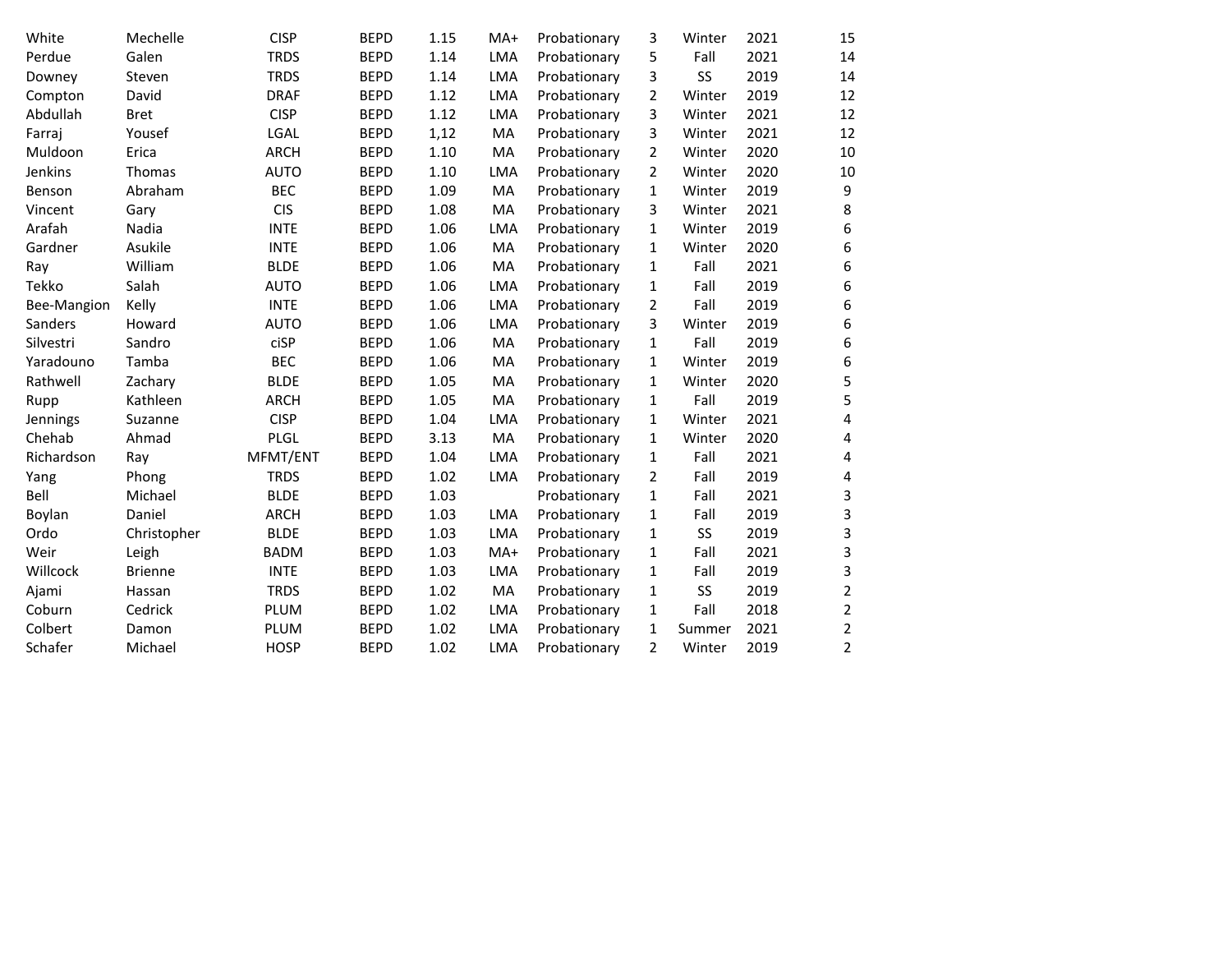| | | | | | | | | | | |
|---|---|---|---|---|---|---|---|---|---|---|
| White | Mechelle | CISP | BEPD | 1.15 | MA+ | Probationary | 3 | Winter | 2021 | 15 |
| Perdue | Galen | TRDS | BEPD | 1.14 | LMA | Probationary | 5 | Fall | 2021 | 14 |
| Downey | Steven | TRDS | BEPD | 1.14 | LMA | Probationary | 3 | SS | 2019 | 14 |
| Compton | David | DRAF | BEPD | 1.12 | LMA | Probationary | 2 | Winter | 2019 | 12 |
| Abdullah | Bret | CISP | BEPD | 1.12 | LMA | Probationary | 3 | Winter | 2021 | 12 |
| Farraj | Yousef | LGAL | BEPD | 1,12 | MA | Probationary | 3 | Winter | 2021 | 12 |
| Muldoon | Erica | ARCH | BEPD | 1.10 | MA | Probationary | 2 | Winter | 2020 | 10 |
| Jenkins | Thomas | AUTO | BEPD | 1.10 | LMA | Probationary | 2 | Winter | 2020 | 10 |
| Benson | Abraham | BEC | BEPD | 1.09 | MA | Probationary | 1 | Winter | 2019 | 9 |
| Vincent | Gary | CIS | BEPD | 1.08 | MA | Probationary | 3 | Winter | 2021 | 8 |
| Arafah | Nadia | INTE | BEPD | 1.06 | LMA | Probationary | 1 | Winter | 2019 | 6 |
| Gardner | Asukile | INTE | BEPD | 1.06 | MA | Probationary | 1 | Winter | 2020 | 6 |
| Ray | William | BLDE | BEPD | 1.06 | MA | Probationary | 1 | Fall | 2021 | 6 |
| Tekko | Salah | AUTO | BEPD | 1.06 | LMA | Probationary | 1 | Fall | 2019 | 6 |
| Bee-Mangion | Kelly | INTE | BEPD | 1.06 | LMA | Probationary | 2 | Fall | 2019 | 6 |
| Sanders | Howard | AUTO | BEPD | 1.06 | LMA | Probationary | 3 | Winter | 2019 | 6 |
| Silvestri | Sandro | ciSP | BEPD | 1.06 | MA | Probationary | 1 | Fall | 2019 | 6 |
| Yaradouno | Tamba | BEC | BEPD | 1.06 | MA | Probationary | 1 | Winter | 2019 | 6 |
| Rathwell | Zachary | BLDE | BEPD | 1.05 | MA | Probationary | 1 | Winter | 2020 | 5 |
| Rupp | Kathleen | ARCH | BEPD | 1.05 | MA | Probationary | 1 | Fall | 2019 | 5 |
| Jennings | Suzanne | CISP | BEPD | 1.04 | LMA | Probationary | 1 | Winter | 2021 | 4 |
| Chehab | Ahmad | PLGL | BEPD | 3.13 | MA | Probationary | 1 | Winter | 2020 | 4 |
| Richardson | Ray | MFMT/ENT | BEPD | 1.04 | LMA | Probationary | 1 | Fall | 2021 | 4 |
| Yang | Phong | TRDS | BEPD | 1.02 | LMA | Probationary | 2 | Fall | 2019 | 4 |
| Bell | Michael | BLDE | BEPD | 1.03 | | Probationary | 1 | Fall | 2021 | 3 |
| Boylan | Daniel | ARCH | BEPD | 1.03 | LMA | Probationary | 1 | Fall | 2019 | 3 |
| Ordo | Christopher | BLDE | BEPD | 1.03 | LMA | Probationary | 1 | SS | 2019 | 3 |
| Weir | Leigh | BADM | BEPD | 1.03 | MA+ | Probationary | 1 | Fall | 2021 | 3 |
| Willcock | Brienne | INTE | BEPD | 1.03 | LMA | Probationary | 1 | Fall | 2019 | 3 |
| Ajami | Hassan | TRDS | BEPD | 1.02 | MA | Probationary | 1 | SS | 2019 | 2 |
| Coburn | Cedrick | PLUM | BEPD | 1.02 | LMA | Probationary | 1 | Fall | 2018 | 2 |
| Colbert | Damon | PLUM | BEPD | 1.02 | LMA | Probationary | 1 | Summer | 2021 | 2 |
| Schafer | Michael | HOSP | BEPD | 1.02 | LMA | Probationary | 2 | Winter | 2019 | 2 |